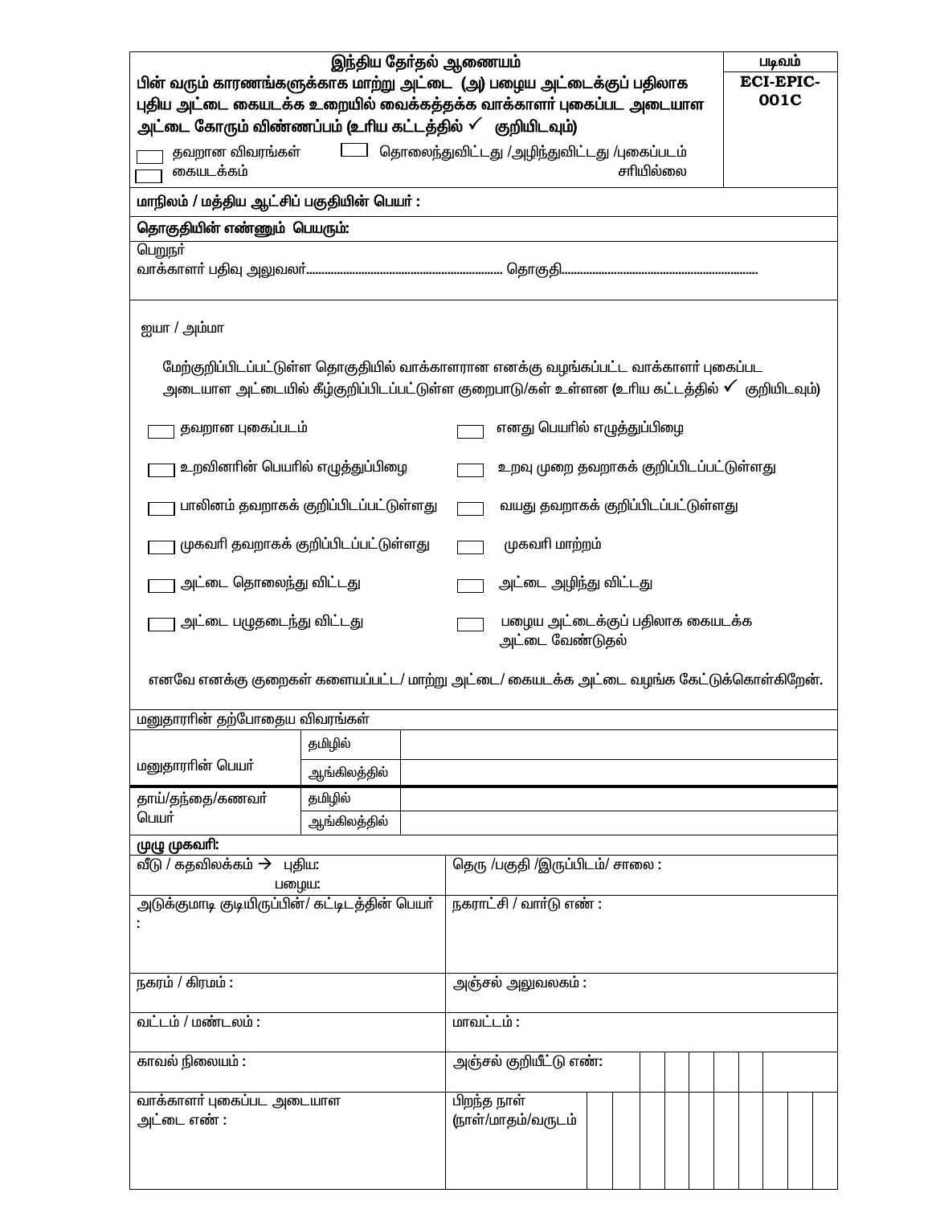| இந்திய தேர்தல் ஆணையம் | படிவம் |
|---|---|
| **பின் வரும் காரணங்களுக்காக மாற்று அட்டை (அ) பழைய அட்டைக்குப் பதிலாக புதிய அட்டை கையடக்க உறையில் வைக்கத்தக்க வாக்காளர் புகைப்பட அடையாள அட்டை கோரும் விண்ணப்பம் (உரிய கட்டத்தில் ✓ குறியிடவும்)** | **ECI-EPIC-001C** |
| ☐ தவறான விவரங்கள் ☐ தொலைந்துவிட்டது /அழிந்துவிட்டது /புகைப்படம் சரியில்லை ☐ கையடக்கம் | |

**மாநிலம் / மத்திய ஆட்சிப் பகுதியின் பெயர் :**

**தொகுதியின் எண்ணும் பெயரும்:**

பெறுநர்
வாக்காளர் பதிவு அலுவலர்................................................................ தொகுதி................................................................

ஐயா / அம்மா

மேற்குறிப்பிடப்பட்டுள்ள தொகுதியில் வாக்காளரான எனக்கு வழங்கப்பட்ட வாக்காளர் புகைப்பட அடையாள அட்டையில் கீழ்குறிப்பிடப்பட்டுள்ள குறைபாடு/கள் உள்ளன (உரிய கட்டத்தில் ✓ குறியிடவும்)

| | |
|---|---|
| ☐ தவறான புகைப்படம் | ☐ எனது பெயரில் எழுத்துப்பிழை |
| ☐ உறவினரின் பெயரில் எழுத்துப்பிழை | ☐ உறவு முறை தவறாகக் குறிப்பிடப்பட்டுள்ளது |
| ☐ பாலினம் தவறாகக் குறிப்பிடப்பட்டுள்ளது | ☐ வயது தவறாகக் குறிப்பிடப்பட்டுள்ளது |
| ☐ முகவரி தவறாகக் குறிப்பிடப்பட்டுள்ளது | ☐ முகவரி மாற்றம் |
| ☐ அட்டை தொலைந்து விட்டது | ☐ அட்டை அழிந்து விட்டது |
| ☐ அட்டை பழுதடைந்து விட்டது | ☐ பழைய அட்டைக்குப் பதிலாக கையடக்க அட்டை வேண்டுதல் |

எனவே எனக்கு குறைகள் களையப்பட்ட/ மாற்று அட்டை/ கையடக்க அட்டை வழங்க கேட்டுக்கொள்கிறேன்.

| மனுதாரரின் தற்போதைய விவரங்கள் | | |
|---|---|---|
| மனுதாரரின் பெயர் | தமிழில் | |
| | ஆங்கிலத்தில் | |
| தாய்/தந்தை/கணவர் பெயர் | தமிழில் | |
| | ஆங்கிலத்தில் | |

| **முழு முகவரி:** | |
|---|---|
| வீடு / கதவிலக்கம் → புதிய: பழைய: | தெரு /பகுதி /இருப்பிடம்/ சாலை : |
| அடுக்குமாடி குடியிருப்பின்/ கட்டிடத்தின் பெயர் : | நகராட்சி / வார்டு எண் : |
| நகரம் / கிராமம் : | அஞ்சல் அலுவலகம் : |
| வட்டம் / மண்டலம் : | மாவட்டம் : |
| காவல் நிலையம் : | அஞ்சல் குறியீட்டு எண்: |
| வாக்காளர் புகைப்பட அடையாள அட்டை எண் : | பிறந்த நாள் (நாள்/மாதம்/வருடம் |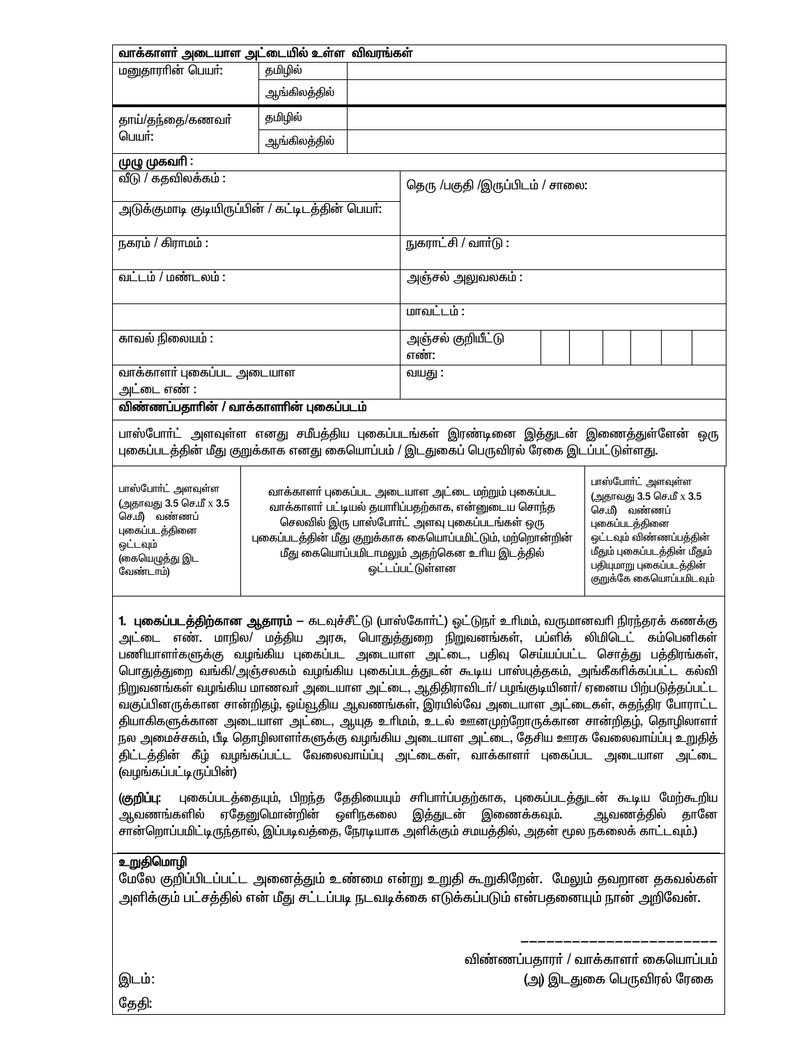| வாக்காளர் அடையாள அட்டையில் உள்ள விவரங்கள் | | |
|---|---|---|
| மனுதாரரின் பெயர்: | தமிழில் | |
| | ஆங்கிலத்தில் | |
| தாய்/தந்தை/கணவர் பெயர்: | தமிழில் | |
| | ஆங்கிலத்தில் | |

**முழு முகவரி :**

| | |
|---|---|
| வீடு / கதவிலக்கம் : | தெரு /பகுதி /இருப்பிடம் / சாலை: |
| அடுக்குமாடி குடியிருப்பின் / கட்டிடத்தின் பெயர்: | |
| நகரம் / கிராமம் : | நுகராட்சி / வார்டு : |
| வட்டம் / மண்டலம் : | அஞ்சல் அலுவலகம் : |
| | மாவட்டம் : |
| காவல் நிலையம் : | அஞ்சல் குறியீட்டு எண்: |
| வாக்காளர் புகைப்பட அடையாள அட்டை எண் : | வயது : |

**விண்ணப்பதாரின் / வாக்காளரின் புகைப்படம்**

பாஸ்போர்ட் அளவுள்ள எனது சமீபத்திய புகைப்படங்கள் இரண்டினை இத்துடன் இணைத்துள்ளேன் ஒரு புகைப்படத்தின் மீது குறுக்காக எனது கையொப்பம் / இடதுகைப் பெருவிரல் ரேகை இடப்பட்டுள்ளது.

| | | |
|---|---|---|
| பாஸ்போர்ட் அளவுள்ள (அதாவது 3.5 செ.மீ x 3.5 செ.மீ) வண்ணப் புகைப்படத்தினை ஒட்டவும் (கையெழுத்து இட வேண்டாம்) | வாக்காளர் புகைப்பட அடையாள அட்டை மற்றும் புகைப்பட வாக்காளர் பட்டியல் தயாரிப்பதற்காக, என்னுடைய சொந்த செலவில் இரு பாஸ்போர்ட் அளவு புகைப்படங்கள் ஒரு புகைப்படத்தின் மீது குறுக்காக கையொப்பமிட்டும், மற்றொன்றின் மீது கையொப்பமிடாமலும் அதற்கென உரிய இடத்தில் ஒட்டப்பட்டுள்ளன | பாஸ்போர்ட் அளவுள்ள (அதாவது 3.5 செ.மீ x 3.5 செ.மீ) வண்ணப் புகைப்படத்தினை ஒட்டவும் விண்ணபத்தின் மீதும் புகைப்படத்தின் மீதும் பதியுமாறு புகைப்படத்தின் குறுக்கே கையொப்பமிடவும் |

**1. புகைப்படத்திற்கான ஆதாரம் –** கடவுச்சீட்டு (பாஸ்கோர்ட்) ஓட்டுநர் உரிமம், வருமானவரி நிரந்தரக் கணக்கு அட்டை எண். மாநில/ மத்திய அரசு, பொதுத்துறை நிறுவனங்கள், பப்ளிக் லிமிடெட் கம்பெனிகள் பணியாளர்களுக்கு வழங்கிய புகைப்பட அடையாள அட்டை, பதிவு செய்யப்பட்ட சொத்து பத்திரங்கள், பொதுத்துறை வங்கி/அஞ்சலகம் வழங்கிய புகைப்படத்துடன் கூடிய பாஸ்புத்தகம், அங்கீகரிக்கப்பட்ட கல்வி நிறுவனங்கள் வழங்கிய மாணவர் அடையாள அட்டை, ஆதிதிராவிடர்/ பழங்குடியினர்/ ஏனைய பிற்படுத்தப்பட்ட வகுப்பினருக்கான சான்றிதழ், ஓய்வூதிய ஆவணங்கள், இரயில்வே அடையாள அட்டைகள், சுதந்திர போராட்ட தியாகிகளுக்கான அடையாள அட்டை, ஆயுத உரிமம், உடல் ஊனமுற்றோருக்கான சான்றிதழ், தொழிலாளர் நல அமைச்சகம், பீடி தொழிலாளர்களுக்கு வழங்கிய அடையாள அட்டை, தேசிய ஊரக வேலைவாய்ப்பு உறுதித் திட்டத்தின் கீழ் வழங்கப்பட்ட வேலைவாய்ப்பு அட்டைகள், வாக்காளர் புகைப்பட அடையாள அட்டை (வழங்கப்பட்டிருப்பின்)

**(குறிப்பு:** புகைப்படத்தையும், பிறந்த தேதியையும் சரிபார்ப்பதற்காக, புகைப்படத்துடன் கூடிய மேற்கூறிய ஆவணங்களில் ஏதேனுமொன்றின் ஒளிநகலை இத்துடன் இணைக்கவும். ஆவணத்தில் தானே சான்றொப்பமிட்டிருந்தால், இப்படிவத்தை, நேரடியாக அளிக்கும் சமயத்தில், அதன் மூல நகலைக் காட்டவும்.)

**உறுதிமொழி**

மேலே குறிப்பிடப்பட்ட அனைத்தும் உண்மை என்று உறுதி கூறுகிறேன். மேலும் தவறான தகவல்கள் அளிக்கும் பட்சத்தில் என் மீது சட்டப்படி நடவடிக்கை எடுக்கப்படும் என்பதனையும் நான் அறிவேன்.

\_\_\_\_\_\_\_\_\_\_\_\_\_\_\_\_\_\_\_\_\_\_\_\_

விண்ணப்பதாரர் / வாக்காளர் கையொப்பம்

இடம்: (அ) இடதுகை பெருவிரல் ரேகை

தேதி: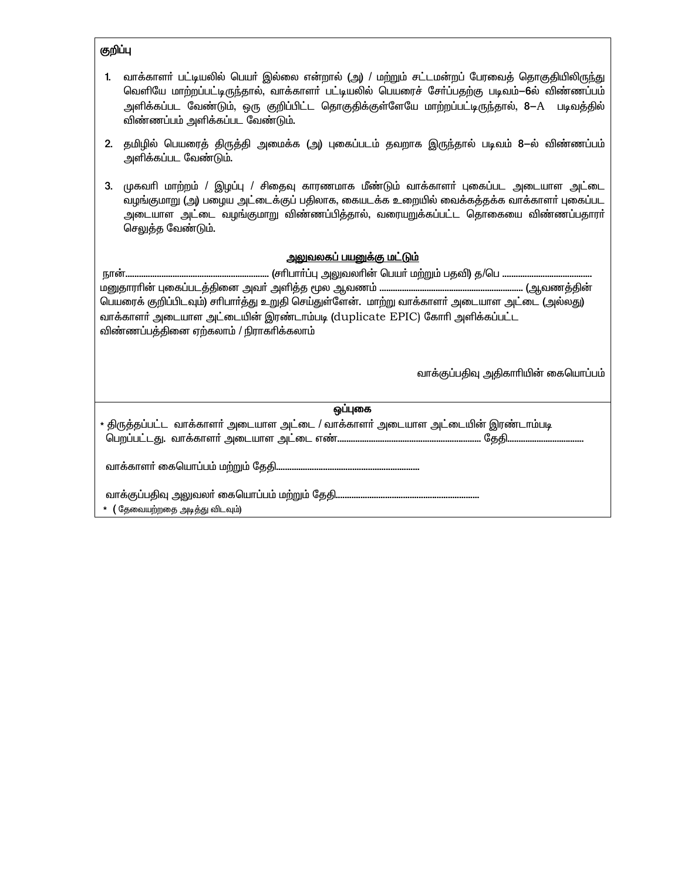குறிப்பு

1. வாக்காளர் பட்டியலில் பெயர் இல்லை என்றால் (அ) / மற்றும் சட்டமன்றப் பேரவைத் தொகுதியிலிருந்து வெளியே மாற்றப்பட்டிருந்தால், வாக்காளர் பட்டியலில் பெயரைச் சேர்ப்பதற்கு படிவம்–6ல் விண்ணப்பம் அளிக்கப்பட வேண்டும், ஒரு குறிப்பிட்ட தொகுதிக்குள்ளேயே மாற்றப்பட்டிருந்தால், 8–A படிவத்தில் விண்ணப்பம் அளிக்கப்பட வேண்டும்.
2. தமிழில் பெயரைத் திருத்தி அமைக்க (அ) புகைப்படம் தவறாக இருந்தால் படிவம் 8–ல் விண்ணப்பம் அளிக்கப்பட வேண்டும்.
3. முகவரி மாற்றம் / இழப்பு / சிதைவு காரணமாக மீண்டும் வாக்காளர் புகைப்பட அடையாள அட்டை வழங்குமாறு (அ) பழைய அட்டைக்குப் பதிலாக, கையடக்க உறையில் வைக்கத்தக்க வாக்காளர் புகைப்பட அடையாள அட்டை வழங்குமாறு விண்ணப்பித்தால், வரையறுக்கப்பட்ட தொகையை விண்ணப்பதாரர் செலுத்த வேண்டும்.

<u>அலுவலகப் பயனுக்கு மட்டும்</u>

நான்................................................................ (சரிபார்ப்பு அலுவலரின் பெயர் மற்றும் பதவி) த/பெ ........................................ மனுதாரரின் புகைப்படத்தினை அவர் அளித்த மூல ஆவணம் ................................................................ (ஆவணத்தின் பெயரைக் குறிப்பிடவும்) சரிபார்த்து உறுதி செய்துள்ளேன். மாற்று வாக்காளர் அடையாள அட்டை (அல்லது) வாக்காளர் அடையாள அட்டையின் இரண்டாம்படி (duplicate EPIC) கோரி அளிக்கப்பட்ட விண்ணப்பத்தினை ஏற்கலாம் / நிராகரிக்கலாம்

வாக்குப்பதிவு அதிகாரியின் கையொப்பம்

**ஒப்புகை**

* திருத்தப்பட்ட வாக்காளர் அடையாள அட்டை / வாக்காளர் அடையாள அட்டையின் இரண்டாம்படி பெறப்பட்டது. வாக்காளர் அடையாள அட்டை எண்................................................................ தேதி..................................

வாக்காளர் கையொப்பம் மற்றும் தேதி................................................................

வாக்குப்பதிவு அலுவலர் கையொப்பம் மற்றும் தேதி................................................................

* ( தேவையற்றதை அடித்து விடவும்)